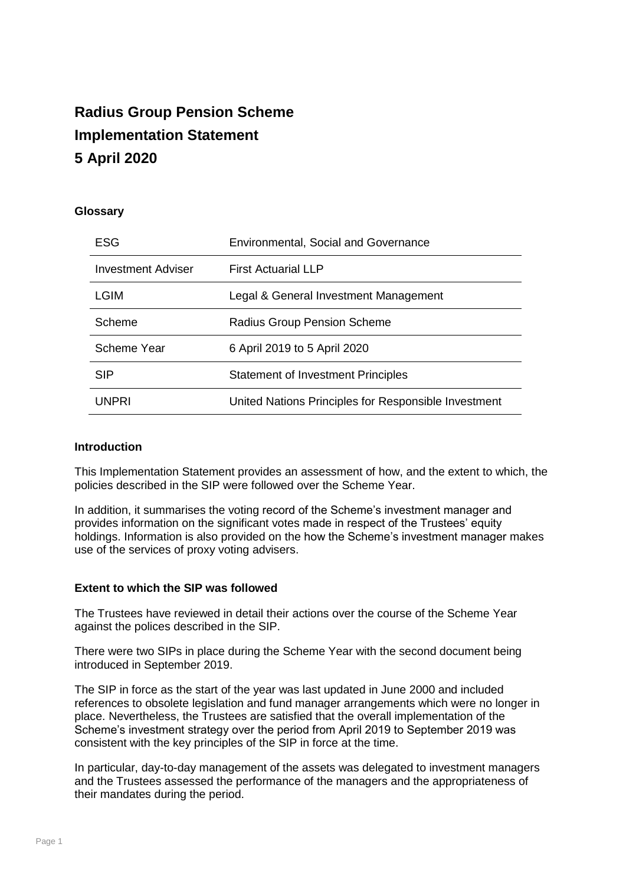# Radius Group Pension Scheme
# Implementation Statement
# 5 April 2020

**Glossary**

| | |
|---|---|
| ESG | Environmental, Social and Governance |
| Investment Adviser | First Actuarial LLP |
| LGIM | Legal & General Investment Management |
| Scheme | Radius Group Pension Scheme |
| Scheme Year | 6 April 2019 to 5 April 2020 |
| SIP | Statement of Investment Principles |
| UNPRI | United Nations Principles for Responsible Investment |

**Introduction**

This Implementation Statement provides an assessment of how, and the extent to which, the policies described in the SIP were followed over the Scheme Year.

In addition, it summarises the voting record of the Scheme's investment manager and provides information on the significant votes made in respect of the Trustees' equity holdings. Information is also provided on the how the Scheme's investment manager makes use of the services of proxy voting advisers.

**Extent to which the SIP was followed**

The Trustees have reviewed in detail their actions over the course of the Scheme Year against the polices described in the SIP.

There were two SIPs in place during the Scheme Year with the second document being introduced in September 2019.

The SIP in force as the start of the year was last updated in June 2000 and included references to obsolete legislation and fund manager arrangements which were no longer in place. Nevertheless, the Trustees are satisfied that the overall implementation of the Scheme's investment strategy over the period from April 2019 to September 2019 was consistent with the key principles of the SIP in force at the time.

In particular, day-to-day management of the assets was delegated to investment managers and the Trustees assessed the performance of the managers and the appropriateness of their mandates during the period.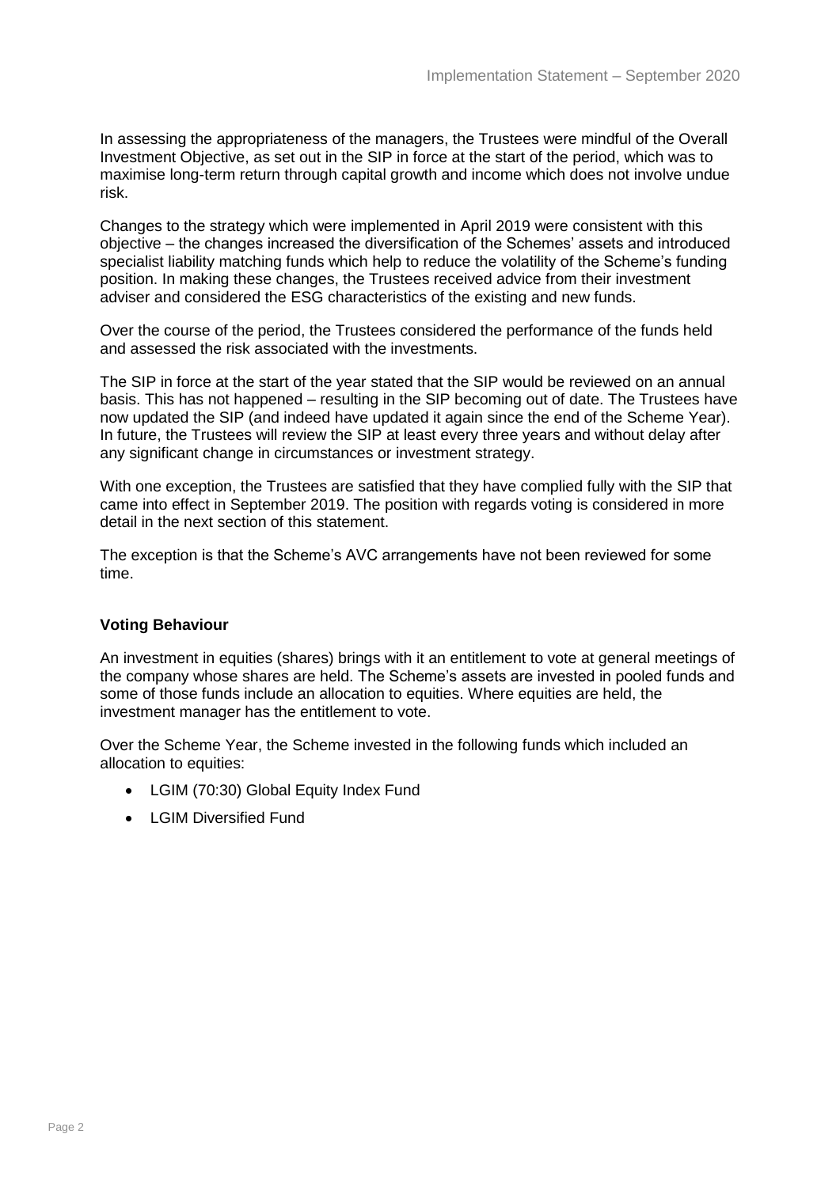In assessing the appropriateness of the managers, the Trustees were mindful of the Overall Investment Objective, as set out in the SIP in force at the start of the period, which was to maximise long-term return through capital growth and income which does not involve undue risk.

Changes to the strategy which were implemented in April 2019 were consistent with this objective – the changes increased the diversification of the Schemes' assets and introduced specialist liability matching funds which help to reduce the volatility of the Scheme's funding position. In making these changes, the Trustees received advice from their investment adviser and considered the ESG characteristics of the existing and new funds.

Over the course of the period, the Trustees considered the performance of the funds held and assessed the risk associated with the investments.

The SIP in force at the start of the year stated that the SIP would be reviewed on an annual basis. This has not happened – resulting in the SIP becoming out of date. The Trustees have now updated the SIP (and indeed have updated it again since the end of the Scheme Year). In future, the Trustees will review the SIP at least every three years and without delay after any significant change in circumstances or investment strategy.

With one exception, the Trustees are satisfied that they have complied fully with the SIP that came into effect in September 2019. The position with regards voting is considered in more detail in the next section of this statement.

The exception is that the Scheme's AVC arrangements have not been reviewed for some time.

**Voting Behaviour**

An investment in equities (shares) brings with it an entitlement to vote at general meetings of the company whose shares are held. The Scheme's assets are invested in pooled funds and some of those funds include an allocation to equities. Where equities are held, the investment manager has the entitlement to vote.

Over the Scheme Year, the Scheme invested in the following funds which included an allocation to equities:

- LGIM (70:30) Global Equity Index Fund
- LGIM Diversified Fund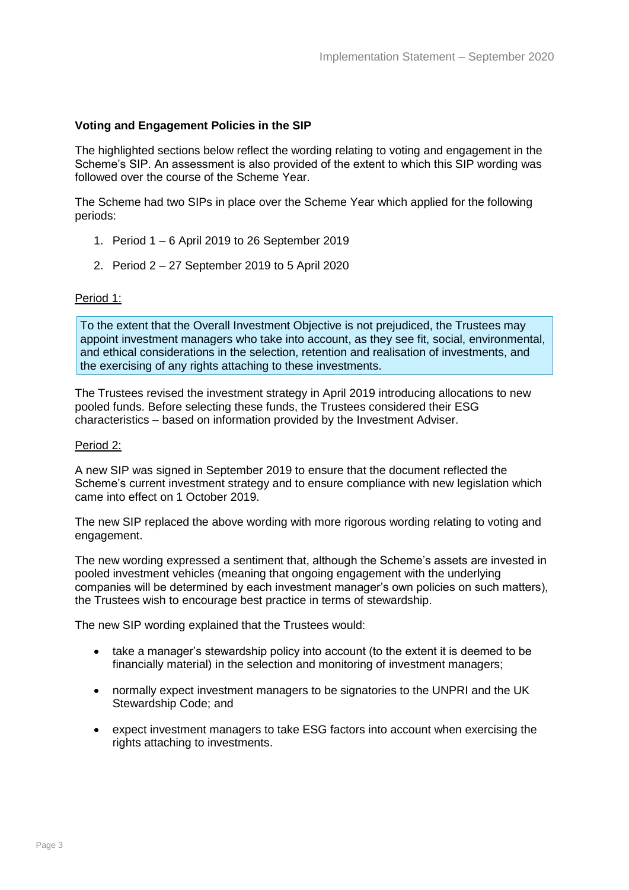**Voting and Engagement Policies in the SIP**

The highlighted sections below reflect the wording relating to voting and engagement in the Scheme's SIP. An assessment is also provided of the extent to which this SIP wording was followed over the course of the Scheme Year.

The Scheme had two SIPs in place over the Scheme Year which applied for the following periods:

1. Period 1 – 6 April 2019 to 26 September 2019
2. Period 2 – 27 September 2019 to 5 April 2020

Period 1:

> To the extent that the Overall Investment Objective is not prejudiced, the Trustees may appoint investment managers who take into account, as they see fit, social, environmental, and ethical considerations in the selection, retention and realisation of investments, and the exercising of any rights attaching to these investments.

The Trustees revised the investment strategy in April 2019 introducing allocations to new pooled funds. Before selecting these funds, the Trustees considered their ESG characteristics – based on information provided by the Investment Adviser.

Period 2:

A new SIP was signed in September 2019 to ensure that the document reflected the Scheme's current investment strategy and to ensure compliance with new legislation which came into effect on 1 October 2019.

The new SIP replaced the above wording with more rigorous wording relating to voting and engagement.

The new wording expressed a sentiment that, although the Scheme's assets are invested in pooled investment vehicles (meaning that ongoing engagement with the underlying companies will be determined by each investment manager's own policies on such matters), the Trustees wish to encourage best practice in terms of stewardship.

The new SIP wording explained that the Trustees would:

- take a manager's stewardship policy into account (to the extent it is deemed to be financially material) in the selection and monitoring of investment managers;
- normally expect investment managers to be signatories to the UNPRI and the UK Stewardship Code; and
- expect investment managers to take ESG factors into account when exercising the rights attaching to investments.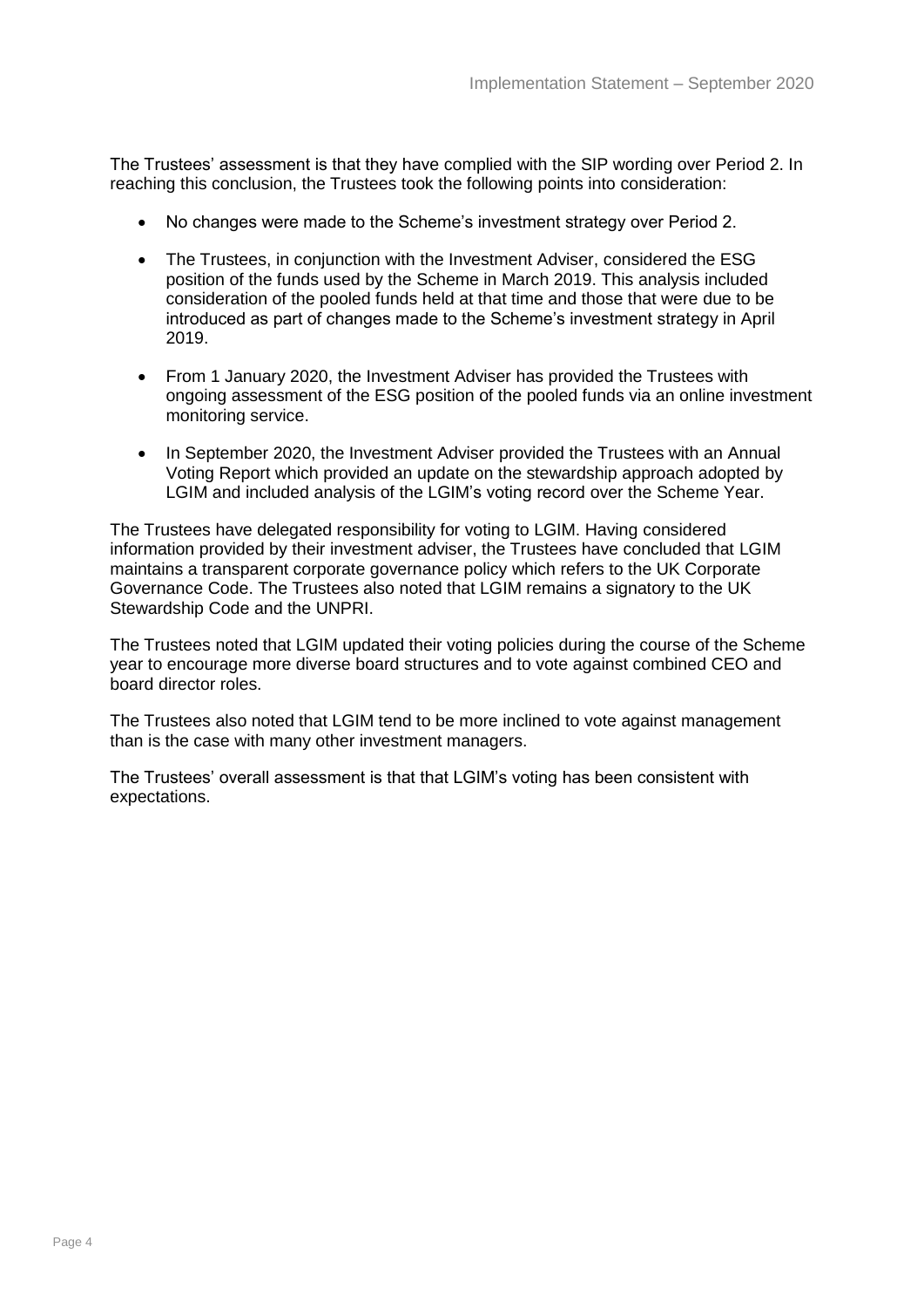The Trustees' assessment is that they have complied with the SIP wording over Period 2. In reaching this conclusion, the Trustees took the following points into consideration:

- No changes were made to the Scheme's investment strategy over Period 2.
- The Trustees, in conjunction with the Investment Adviser, considered the ESG position of the funds used by the Scheme in March 2019. This analysis included consideration of the pooled funds held at that time and those that were due to be introduced as part of changes made to the Scheme's investment strategy in April 2019.
- From 1 January 2020, the Investment Adviser has provided the Trustees with ongoing assessment of the ESG position of the pooled funds via an online investment monitoring service.
- In September 2020, the Investment Adviser provided the Trustees with an Annual Voting Report which provided an update on the stewardship approach adopted by LGIM and included analysis of the LGIM's voting record over the Scheme Year.

The Trustees have delegated responsibility for voting to LGIM. Having considered information provided by their investment adviser, the Trustees have concluded that LGIM maintains a transparent corporate governance policy which refers to the UK Corporate Governance Code. The Trustees also noted that LGIM remains a signatory to the UK Stewardship Code and the UNPRI.

The Trustees noted that LGIM updated their voting policies during the course of the Scheme year to encourage more diverse board structures and to vote against combined CEO and board director roles.

The Trustees also noted that LGIM tend to be more inclined to vote against management than is the case with many other investment managers.

The Trustees' overall assessment is that that LGIM's voting has been consistent with expectations.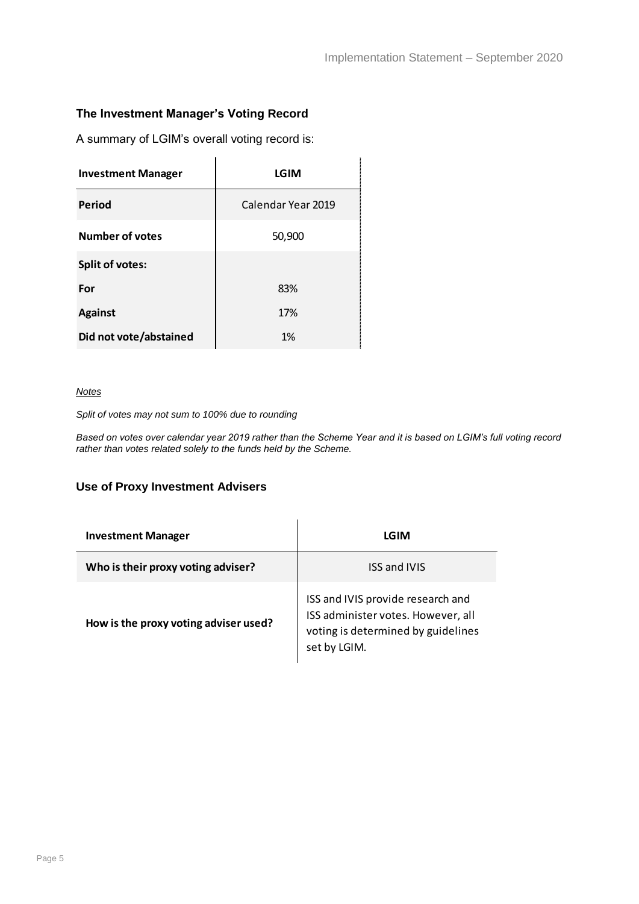### The Investment Manager's Voting Record

A summary of LGIM's overall voting record is:

| Investment Manager | LGIM |
|---|---|
| **Period** | Calendar Year 2019 |
| **Number of votes** | 50,900 |
| **Split of votes:** | |
| **For** | 83% |
| **Against** | 17% |
| **Did not vote/abstained** | 1% |

*Notes*

*Split of votes may not sum to 100% due to rounding*

*Based on votes over calendar year 2019 rather than the Scheme Year and it is based on LGIM's full voting record rather than votes related solely to the funds held by the Scheme.*

### Use of Proxy Investment Advisers

| Investment Manager | LGIM |
|---|---|
| **Who is their proxy voting adviser?** | ISS and IVIS |
| **How is the proxy voting adviser used?** | ISS and IVIS provide research and ISS administer votes. However, all voting is determined by guidelines set by LGIM. |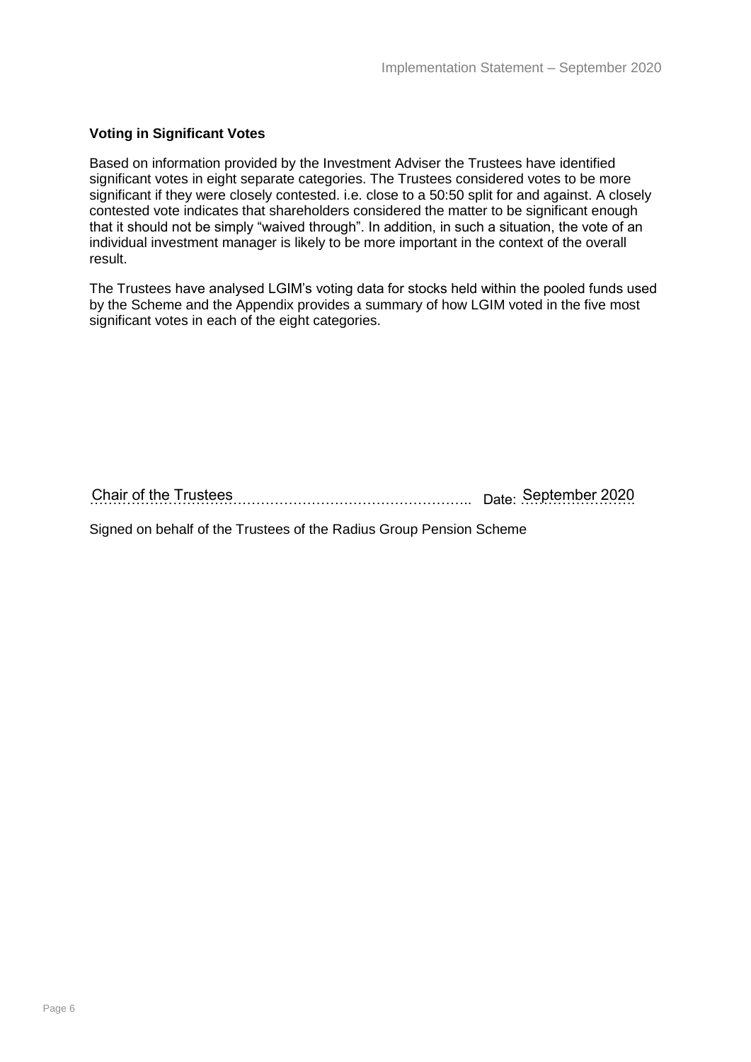### Voting in Significant Votes

Based on information provided by the Investment Adviser the Trustees have identified significant votes in eight separate categories. The Trustees considered votes to be more significant if they were closely contested. i.e. close to a 50:50 split for and against. A closely contested vote indicates that shareholders considered the matter to be significant enough that it should not be simply "waived through". In addition, in such a situation, the vote of an individual investment manager is likely to be more important in the context of the overall result.

The Trustees have analysed LGIM's voting data for stocks held within the pooled funds used by the Scheme and the Appendix provides a summary of how LGIM voted in the five most significant votes in each of the eight categories.

Chair of the Trustees ……………………………………………………….. Date: September 2020

Signed on behalf of the Trustees of the Radius Group Pension Scheme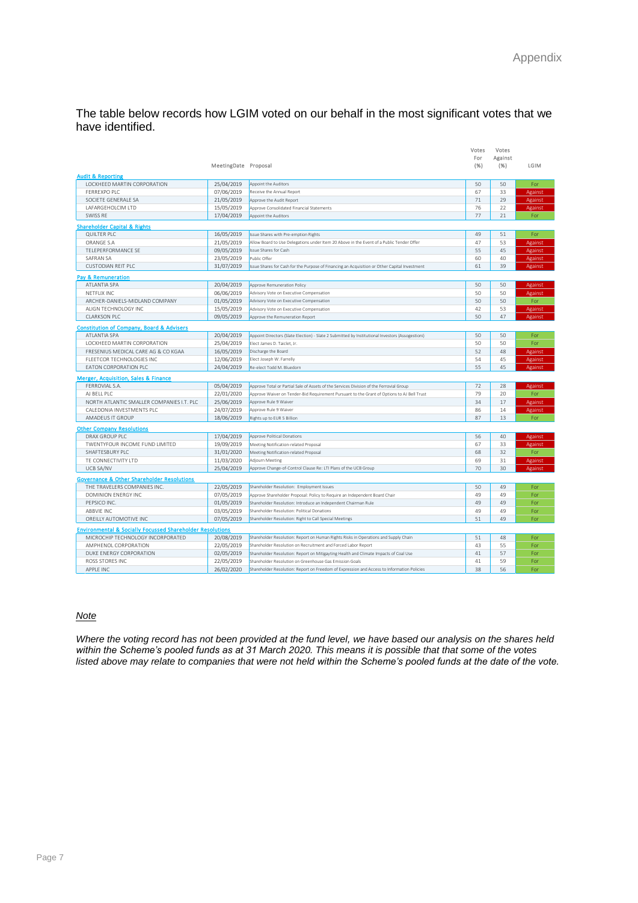# Appendix

The table below records how LGIM voted on our behalf in the most significant votes that we have identified.

| | MeetingDate | Proposal | Votes For (%) | Votes Against (%) | LGIM |
|---|---|---|---|---|---|
| **Audit & Reporting** | | | | | |
| LOCKHEED MARTIN CORPORATION | 25/04/2019 | Appoint the Auditors | 50 | 50 | For |
| FERREXPO PLC | 07/06/2019 | Receive the Annual Report | 67 | 33 | Against |
| SOCIETE GENERALE SA | 21/05/2019 | Approve the Audit Report | 71 | 29 | Against |
| LAFARGEHOLCIM LTD | 15/05/2019 | Approve Consolidated Financial Statements | 76 | 22 | Against |
| SWISS RE | 17/04/2019 | Appoint the Auditors | 77 | 21 | For |
| **Shareholder Capital & Rights** | | | | | |
| QUILTER PLC | 16/05/2019 | Issue Shares with Pre-emption Rights | 49 | 51 | For |
| ORANGE S.A | 21/05/2019 | Allow Board to Use Delegations under Item 20 Above in the Event of a Public Tender Offer | 47 | 53 | Against |
| TELEPERFORMANCE SE | 09/05/2019 | Issue Shares for Cash | 55 | 45 | Against |
| SAFRAN SA | 23/05/2019 | Public Offer | 60 | 40 | Against |
| CUSTODIAN REIT PLC | 31/07/2019 | Issue Shares for Cash for the Purpose of Financing an Acquisition or Other Capital Investment | 61 | 39 | Against |
| **Pay & Remuneration** | | | | | |
| ATLANTIA SPA | 20/04/2019 | Approve Remuneration Policy | 50 | 50 | Against |
| NETFLIX INC | 06/06/2019 | Advisory Vote on Executive Compensation | 50 | 50 | Against |
| ARCHER-DANIELS-MIDLAND COMPANY | 01/05/2019 | Advisory Vote on Executive Compensation | 50 | 50 | For |
| ALIGN TECHNOLOGY INC | 15/05/2019 | Advisory Vote on Executive Compensation | 42 | 53 | Against |
| CLARKSON PLC | 09/05/2019 | Approve the Remuneration Report | 50 | 47 | Against |
| **Constitution of Company, Board & Advisers** | | | | | |
| ATLANTIA SPA | 20/04/2019 | Appoint Directors (Slate Election) - Slate 2 Submitted by Institutional Investors (Assogestioni) | 50 | 50 | For |
| LOCKHEED MARTIN CORPORATION | 25/04/2019 | Elect James D. Taiclet, Jr. | 50 | 50 | For |
| FRESENIUS MEDICAL CARE AG & CO KGAA | 16/05/2019 | Discharge the Board | 52 | 48 | Against |
| FLEETCOR TECHNOLOGIES INC | 12/06/2019 | Elect Joseph W. Farrelly | 54 | 45 | Against |
| EATON CORPORATION PLC | 24/04/2019 | Re-elect Todd M. Bluedorn | 55 | 45 | Against |
| **Merger, Acquisition, Sales & Finance** | | | | | |
| FERROVIAL S.A. | 05/04/2019 | Approve Total or Partial Sale of Assets of the Services Division of the Ferrovial Group | 72 | 28 | Against |
| AJ BELL PLC | 22/01/2020 | Approve Waiver on Tender-Bid Requirement Pursuant to the Grant of Options to AJ Bell Trust | 79 | 20 | For |
| NORTH ATLANTIC SMALLER COMPANIES I.T. PLC | 25/06/2019 | Approve Rule 9 Waiver | 34 | 17 | Against |
| CALEDONIA INVESTMENTS PLC | 24/07/2019 | Approve Rule 9 Waiver | 86 | 14 | Against |
| AMADEUS IT GROUP | 18/06/2019 | Rights up to EUR 5 Billion | 87 | 13 | For |
| **Other Company Resolutions** | | | | | |
| DRAX GROUP PLC | 17/04/2019 | Approve Political Donations | 56 | 40 | Against |
| TWENTYFOUR INCOME FUND LIMITED | 19/09/2019 | Meeting Notification-related Proposal | 67 | 33 | Against |
| SHAFTESBURY PLC | 31/01/2020 | Meeting Notification-related Proposal | 68 | 32 | For |
| TE CONNECTIVITY LTD | 11/03/2020 | Adjourn Meeting | 69 | 31 | Against |
| UCB SA/NV | 25/04/2019 | Approve Change-of-Control Clause Re: LTI Plans of the UCB Group | 70 | 30 | Against |
| **Governance & Other Shareholder Resolutions** | | | | | |
| THE TRAVELERS COMPANIES INC. | 22/05/2019 | Shareholder Resolution: Employment Issues | 50 | 49 | For |
| DOMINION ENERGY INC | 07/05/2019 | Approve Shareholder Proposal: Policy to Require an Independent Board Chair | 49 | 49 | For |
| PEPSICO INC. | 01/05/2019 | Shareholder Resolution: Introduce an Independent Chairman Rule | 49 | 49 | For |
| ABBVIE INC | 03/05/2019 | Shareholder Resolution: Political Donations | 49 | 49 | For |
| OREILLY AUTOMOTIVE INC | 07/05/2019 | Shareholder Resolution: Right to Call Special Meetings | 51 | 49 | For |
| **Environmental & Socially Focussed Shareholder Resolutions** | | | | | |
| MICROCHIP TECHNOLOGY INCORPORATED | 20/08/2019 | Shareholder Resolution: Report on Human Rights Risks in Operations and Supply Chain | 51 | 48 | For |
| AMPHENOL CORPORATION | 22/05/2019 | Shareholder Resolution on Recruitment and Forced Labor Report | 43 | 55 | For |
| DUKE ENERGY CORPORATION | 02/05/2019 | Shareholder Resolution: Report on Mitigayting Health and Climate Impacts of Coal Use | 41 | 57 | For |
| ROSS STORES INC | 22/05/2019 | Shareholder Resolution on Greenhouse Gas Emission Goals | 41 | 59 | For |
| APPLE INC | 26/02/2020 | Shareholder Resolution: Report on Freedom of Expression and Access to Information Policies | 38 | 56 | For |

*<u>Note</u>*

*Where the voting record has not been provided at the fund level, we have based our analysis on the shares held within the Scheme's pooled funds as at 31 March 2020. This means it is possible that that some of the votes listed above may relate to companies that were not held within the Scheme's pooled funds at the date of the vote.*